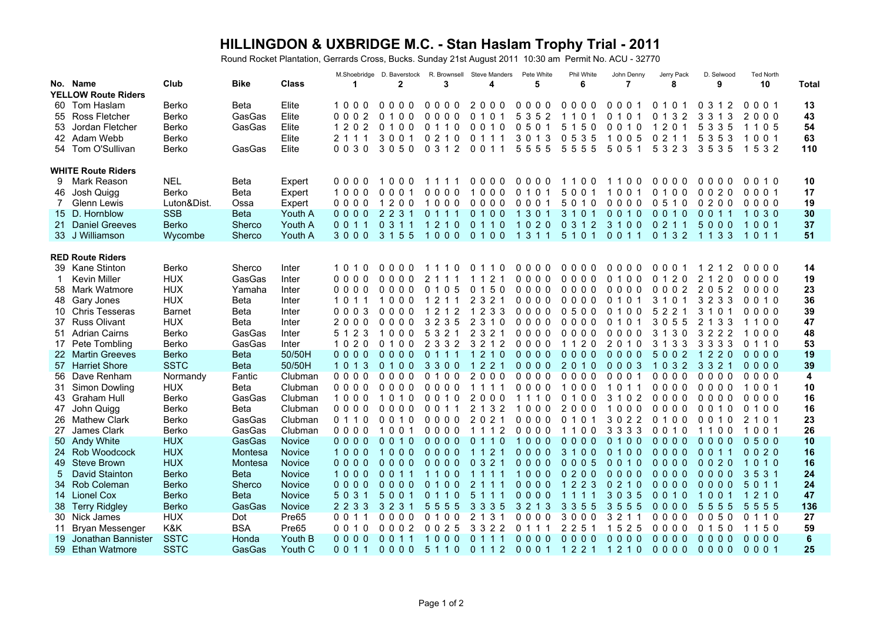# HILLINGDON & UXBRIDGE M.C. - Stan Haslam Trophy Trial - 2011

Round Rocket Plantation, Gerrards Cross, Bucks. Sunday 21st August 2011 10:30 am Permit No. ACU - 32770

| No. | Name | Club | Bike | Class | M.Shoebridge 1 | D. Baverstock 2 | R. Brownsell 3 | Steve Manders 4 | Pete White 5 | Phil White 6 | John Denny 7 | Jerry Pack 8 | D. Selwood 9 | Ted North 10 | Total |
|---|---|---|---|---|---|---|---|---|---|---|---|---|---|---|---|
| **YELLOW Route Riders** | | | | | | | | | | | | | | | |
| 60 | Tom Haslam | Berko | Beta | Elite | 1 0 0 0 | 0 0 0 0 | 0 0 0 0 | 2 0 0 0 | 0 0 0 0 | 0 0 0 0 | 0 0 0 1 | 0 1 0 1 | 0 3 1 2 | 0 0 0 1 | 13 |
| 55 | Ross Fletcher | Berko | GasGas | Elite | 0 0 0 2 | 0 1 0 0 | 0 0 0 0 | 0 1 0 1 | 5 3 5 2 | 1 1 0 1 | 0 1 0 1 | 0 1 3 2 | 3 3 1 3 | 2 0 0 0 | 43 |
| 53 | Jordan Fletcher | Berko | GasGas | Elite | 1 2 0 2 | 0 1 0 0 | 0 1 1 0 | 0 0 1 0 | 0 5 0 1 | 5 1 5 0 | 0 0 1 0 | 1 2 0 1 | 5 3 3 5 | 1 1 0 5 | 54 |
| 42 | Adam Webb | Berko | | Elite | 2 1 1 1 | 3 0 0 1 | 0 2 1 0 | 0 1 1 1 | 3 0 1 3 | 0 5 3 5 | 1 0 0 5 | 0 2 1 1 | 5 3 5 3 | 1 0 0 1 | 63 |
| 54 | Tom O'Sullivan | Berko | GasGas | Elite | 0 0 3 0 | 3 0 5 0 | 0 3 1 2 | 0 0 1 1 | 5 5 5 5 | 5 5 5 5 | 5 0 5 1 | 5 3 2 3 | 3 5 3 5 | 1 5 3 2 | 110 |
| **WHITE Route Riders** | | | | | | | | | | | | | | | |
| 9 | Mark Reason | NEL | Beta | Expert | 0 0 0 0 | 1 0 0 0 | 1 1 1 1 | 0 0 0 0 | 0 0 0 0 | 1 1 0 0 | 1 1 0 0 | 0 0 0 0 | 0 0 0 0 | 0 0 1 0 | 10 |
| 46 | Josh Quigg | Berko | Beta | Expert | 1 0 0 0 | 0 0 0 1 | 0 0 0 0 | 1 0 0 0 | 0 1 0 1 | 5 0 0 1 | 1 0 0 1 | 0 1 0 0 | 0 0 2 0 | 0 0 0 1 | 17 |
| 7 | Glenn Lewis | Luton&Dist. | Ossa | Expert | 0 0 0 0 | 1 2 0 0 | 1 0 0 0 | 0 0 0 0 | 0 0 0 1 | 5 0 1 0 | 0 0 0 0 | 0 5 1 0 | 0 2 0 0 | 0 0 0 0 | 19 |
| 15 | D. Hornblow | SSB | Beta | Youth A | 0 0 0 0 | 2 2 3 1 | 0 1 1 1 | 0 1 0 0 | 1 3 0 1 | 3 1 0 1 | 0 0 1 0 | 0 0 1 0 | 0 0 1 1 | 1 0 3 0 | 30 |
| 21 | Daniel Greeves | Berko | Sherco | Youth A | 0 0 1 1 | 0 3 1 1 | 1 2 1 0 | 0 1 1 0 | 1 0 2 0 | 0 3 1 2 | 3 1 0 0 | 0 2 1 1 | 5 0 0 0 | 1 0 0 1 | 37 |
| 33 | J Williamson | Wycombe | Sherco | Youth A | 3 0 0 0 | 3 1 5 5 | 1 0 0 0 | 0 1 0 0 | 1 3 1 1 | 5 1 0 1 | 0 0 1 1 | 0 1 3 2 | 1 1 3 3 | 1 0 1 1 | 51 |
| **RED Route Riders** | | | | | | | | | | | | | | | |
| 39 | Kane Stinton | Berko | Sherco | Inter | 1 0 1 0 | 0 0 0 0 | 1 1 1 0 | 0 1 1 0 | 0 0 0 0 | 0 0 0 0 | 0 0 0 0 | 0 0 0 1 | 1 2 1 2 | 0 0 0 0 | 14 |
| 1 | Kevin Miller | HUX | GasGas | Inter | 0 0 0 0 | 0 0 0 0 | 2 1 1 1 | 1 1 2 1 | 0 0 0 0 | 0 0 0 0 | 0 1 0 0 | 0 1 2 0 | 2 1 2 0 | 0 0 0 0 | 19 |
| 58 | Mark Watmore | HUX | Yamaha | Inter | 0 0 0 0 | 0 0 0 0 | 0 1 0 5 | 0 1 5 0 | 0 0 0 0 | 0 0 0 0 | 0 0 0 0 | 0 0 0 2 | 2 0 5 2 | 0 0 0 0 | 23 |
| 48 | Gary Jones | HUX | Beta | Inter | 1 0 1 1 | 1 0 0 0 | 1 2 1 1 | 2 3 2 1 | 0 0 0 0 | 0 0 0 0 | 0 1 0 1 | 3 1 0 1 | 3 2 3 3 | 0 0 1 0 | 36 |
| 10 | Chris Tesseras | Barnet | Beta | Inter | 0 0 0 3 | 0 0 0 0 | 1 2 1 2 | 1 2 3 3 | 0 0 0 0 | 0 5 0 0 | 0 1 0 0 | 5 2 2 1 | 3 1 0 1 | 0 0 0 0 | 39 |
| 37 | Russ Olivant | HUX | Beta | Inter | 2 0 0 0 | 0 0 0 0 | 3 2 3 5 | 2 3 1 0 | 0 0 0 0 | 0 0 0 0 | 0 1 0 1 | 3 0 5 5 | 2 1 3 3 | 1 1 0 0 | 47 |
| 51 | Adrian Cairns | Berko | GasGas | Inter | 5 1 2 3 | 1 0 0 0 | 5 3 2 1 | 2 3 2 1 | 0 0 0 0 | 0 0 0 0 | 0 0 0 0 | 3 1 3 0 | 3 2 2 2 | 1 0 0 0 | 48 |
| 17 | Pete Tombling | Berko | GasGas | Inter | 1 0 2 0 | 0 1 0 0 | 2 3 3 2 | 3 2 1 2 | 0 0 0 0 | 1 1 2 0 | 2 0 1 0 | 3 1 3 3 | 3 3 3 3 | 0 1 1 0 | 53 |
| 22 | Martin Greeves | Berko | Beta | 50/50H | 0 0 0 0 | 0 0 0 0 | 0 1 1 1 | 1 2 1 0 | 0 0 0 0 | 0 0 0 0 | 0 0 0 0 | 5 0 0 2 | 1 2 2 0 | 0 0 0 0 | 19 |
| 57 | Harriet Shore | SSTC | Beta | 50/50H | 1 0 1 3 | 0 1 0 0 | 3 3 0 0 | 1 2 2 1 | 0 0 0 0 | 2 0 1 0 | 0 0 0 3 | 1 0 3 2 | 3 3 2 1 | 0 0 0 0 | 39 |
| 56 | Dave Renham | Normandy | Fantic | Clubman | 0 0 0 0 | 0 0 0 0 | 0 1 0 0 | 2 0 0 0 | 0 0 0 0 | 0 0 0 0 | 0 0 0 1 | 0 0 0 0 | 0 0 0 0 | 0 0 0 0 | 4 |
| 31 | Simon Dowling | HUX | Beta | Clubman | 0 0 0 0 | 0 0 0 0 | 0 0 0 0 | 1 1 1 1 | 0 0 0 0 | 1 0 0 0 | 1 0 1 1 | 0 0 0 0 | 0 0 0 0 | 1 0 0 1 | 10 |
| 43 | Graham Hull | Berko | GasGas | Clubman | 1 0 0 0 | 1 0 1 0 | 0 0 1 0 | 2 0 0 0 | 1 1 1 0 | 0 1 0 0 | 3 1 0 2 | 0 0 0 0 | 0 0 0 0 | 0 0 0 0 | 16 |
| 47 | John Quigg | Berko | Beta | Clubman | 0 0 0 0 | 0 0 0 0 | 0 0 1 1 | 2 1 3 2 | 1 0 0 0 | 2 0 0 0 | 1 0 0 0 | 0 0 0 0 | 0 0 1 0 | 0 1 0 0 | 16 |
| 26 | Mathew Clark | Berko | GasGas | Clubman | 0 1 1 0 | 0 0 1 0 | 0 0 0 0 | 2 0 2 1 | 0 0 0 0 | 0 1 0 1 | 3 0 2 2 | 0 1 0 0 | 0 0 1 0 | 2 1 0 1 | 23 |
| 27 | James Clark | Berko | GasGas | Clubman | 0 0 0 0 | 1 0 0 1 | 0 0 0 0 | 1 1 1 2 | 0 0 0 0 | 1 1 0 0 | 3 3 3 3 | 0 0 1 0 | 1 1 0 0 | 1 0 0 1 | 26 |
| 50 | Andy White | HUX | GasGas | Novice | 0 0 0 0 | 0 0 1 0 | 0 0 0 0 | 0 1 1 0 | 1 0 0 0 | 0 0 0 0 | 0 1 0 0 | 0 0 0 0 | 0 0 0 0 | 0 5 0 0 | 10 |
| 24 | Rob Woodcock | HUX | Montesa | Novice | 1 0 0 0 | 1 0 0 0 | 0 0 0 0 | 1 1 2 1 | 0 0 0 0 | 3 1 0 0 | 0 1 0 0 | 0 0 0 0 | 0 0 1 1 | 0 0 2 0 | 16 |
| 49 | Steve Brown | HUX | Montesa | Novice | 0 0 0 0 | 0 0 0 0 | 0 0 0 0 | 0 3 2 1 | 0 0 0 0 | 0 0 0 5 | 0 0 1 0 | 0 0 0 0 | 0 0 2 0 | 1 0 1 0 | 16 |
| 5 | David Stainton | Berko | Beta | Novice | 1 0 0 0 | 0 0 1 1 | 1 1 0 0 | 1 1 1 1 | 1 0 0 0 | 0 2 0 0 | 0 0 0 0 | 0 0 0 0 | 0 0 0 0 | 3 5 3 1 | 24 |
| 34 | Rob Coleman | Berko | Sherco | Novice | 0 0 0 0 | 0 0 0 0 | 0 1 0 0 | 2 1 1 1 | 0 0 0 0 | 1 2 2 3 | 0 2 1 0 | 0 0 0 0 | 0 0 0 0 | 5 0 1 1 | 24 |
| 14 | Lionel Cox | Berko | Beta | Novice | 5 0 3 1 | 5 0 0 1 | 0 1 1 0 | 5 1 1 1 | 0 0 0 0 | 1 1 1 1 | 3 0 3 5 | 0 0 1 0 | 1 0 0 1 | 1 2 1 0 | 47 |
| 38 | Terry Ridgley | Berko | GasGas | Novice | 2 2 3 3 | 3 2 3 1 | 5 5 5 5 | 3 3 3 5 | 3 2 1 3 | 3 3 5 5 | 3 5 5 5 | 0 0 0 0 | 5 5 5 5 | 5 5 5 5 | 136 |
| 30 | Nick James | HUX | Dot | Pre65 | 0 0 1 1 | 0 0 0 0 | 0 1 0 0 | 2 1 3 1 | 0 0 0 0 | 3 0 0 0 | 3 2 1 1 | 0 0 0 0 | 0 0 5 0 | 0 1 1 0 | 27 |
| 11 | Bryan Messenger | K&K | BSA | Pre65 | 0 0 1 0 | 0 0 0 2 | 0 0 2 5 | 3 3 2 2 | 0 1 1 1 | 2 2 5 1 | 1 5 2 5 | 0 0 0 0 | 0 1 5 0 | 1 1 5 0 | 59 |
| 19 | Jonathan Bannister | SSTC | Honda | Youth B | 0 0 0 0 | 0 0 1 1 | 1 0 0 0 | 0 1 1 1 | 0 0 0 0 | 0 0 0 0 | 0 0 0 0 | 0 0 0 0 | 0 0 0 0 | 0 0 0 0 | 6 |
| 59 | Ethan Watmore | SSTC | GasGas | Youth C | 0 0 1 1 | 0 0 0 0 | 5 1 1 0 | 0 1 1 2 | 0 0 0 1 | 1 2 2 1 | 1 2 1 0 | 0 0 0 0 | 0 0 0 0 | 0 0 0 1 | 25 |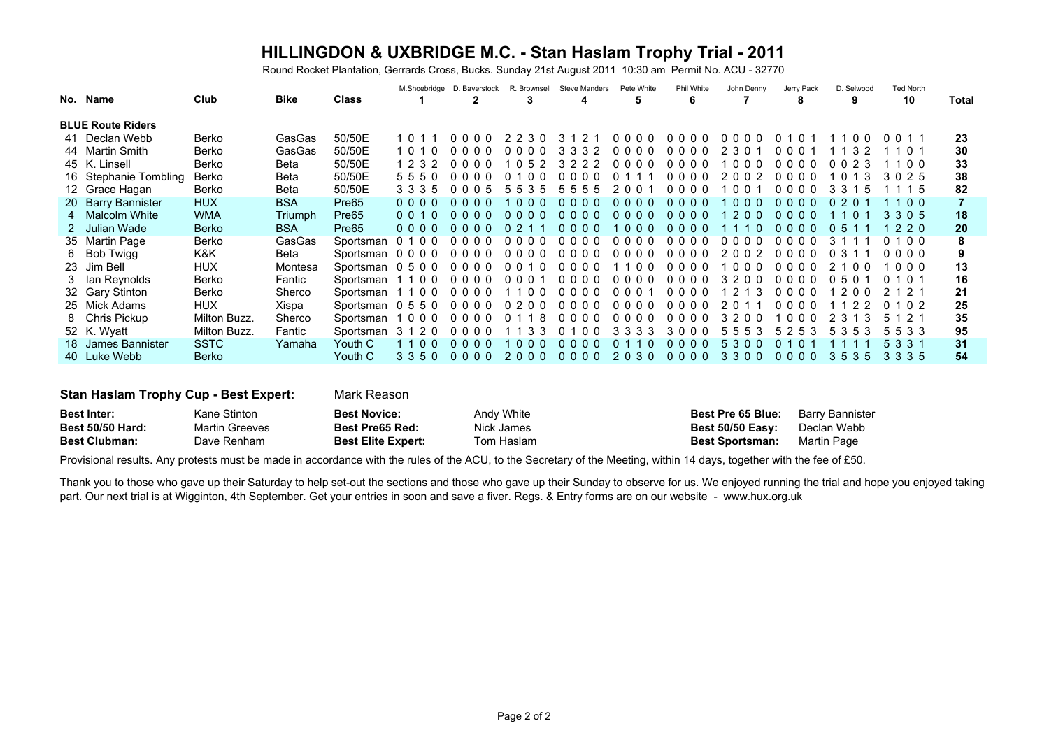# HILLINGDON & UXBRIDGE M.C. - Stan Haslam Trophy Trial - 2011

Round Rocket Plantation, Gerrards Cross, Bucks. Sunday 21st August 2011 10:30 am Permit No. ACU - 32770

| No. | Name | Club | Bike | Class | M.Shoebridge 1 | D. Baverstock 2 | R. Brownsell 3 | Steve Manders 4 | Pete White 5 | Phil White 6 | John Denny 7 | Jerry Pack 8 | D. Selwood 9 | Ted North 10 | Total |
|---|---|---|---|---|---|---|---|---|---|---|---|---|---|---|---|
| **BLUE Route Riders** | | | | | | | | | | | | | | | |
| 41 | Declan Webb | Berko | GasGas | 50/50E | 1 0 1 1 | 0 0 0 0 | 2 2 3 0 | 3 1 2 1 | 0 0 0 0 | 0 0 0 0 | 0 0 0 0 | 0 1 0 1 | 1 1 0 0 | 0 0 1 1 | 23 |
| 44 | Martin Smith | Berko | GasGas | 50/50E | 1 0 1 0 | 0 0 0 0 | 0 0 0 0 | 3 3 3 2 | 0 0 0 0 | 0 0 0 0 | 2 3 0 1 | 0 0 0 1 | 1 1 3 2 | 1 1 0 1 | 30 |
| 45 | K. Linsell | Berko | Beta | 50/50E | 1 2 3 2 | 0 0 0 0 | 1 0 5 2 | 3 2 2 2 | 0 0 0 0 | 0 0 0 0 | 1 0 0 0 | 0 0 0 0 | 0 0 2 3 | 1 1 0 0 | 33 |
| 16 | Stephanie Tombling | Berko | Beta | 50/50E | 5 5 5 0 | 0 0 0 0 | 0 1 0 0 | 0 0 0 0 | 0 1 1 1 | 0 0 0 0 | 2 0 0 2 | 0 0 0 0 | 1 0 1 3 | 3 0 2 5 | 38 |
| 12 | Grace Hagan | Berko | Beta | 50/50E | 3 3 3 5 | 0 0 0 5 | 5 5 3 5 | 5 5 5 5 | 2 0 0 1 | 0 0 0 0 | 1 0 0 1 | 0 0 0 0 | 3 3 1 5 | 1 1 1 5 | 82 |
| 20 | Barry Bannister | HUX | BSA | Pre65 | 0 0 0 0 | 0 0 0 0 | 1 0 0 0 | 0 0 0 0 | 0 0 0 0 | 0 0 0 0 | 1 0 0 0 | 0 0 0 0 | 0 2 0 1 | 1 1 0 0 | 7 |
| 4 | Malcolm White | WMA | Triumph | Pre65 | 0 0 1 0 | 0 0 0 0 | 0 0 0 0 | 0 0 0 0 | 0 0 0 0 | 0 0 0 0 | 1 2 0 0 | 0 0 0 0 | 1 1 0 1 | 3 3 0 5 | 18 |
| 2 | Julian Wade | Berko | BSA | Pre65 | 0 0 0 0 | 0 0 0 0 | 0 2 1 1 | 0 0 0 0 | 1 0 0 0 | 0 0 0 0 | 1 1 1 0 | 0 0 0 0 | 0 5 1 1 | 1 2 2 0 | 20 |
| 35 | Martin Page | Berko | GasGas | Sportsman | 0 1 0 0 | 0 0 0 0 | 0 0 0 0 | 0 0 0 0 | 0 0 0 0 | 0 0 0 0 | 0 0 0 0 | 0 0 0 0 | 3 1 1 1 | 0 1 0 0 | 8 |
| 6 | Bob Twigg | K&K | Beta | Sportsman | 0 0 0 0 | 0 0 0 0 | 0 0 0 0 | 0 0 0 0 | 0 0 0 0 | 0 0 0 0 | 2 0 0 2 | 0 0 0 0 | 0 3 1 1 | 0 0 0 0 | 9 |
| 23 | Jim Bell | HUX | Montesa | Sportsman | 0 5 0 0 | 0 0 0 0 | 0 0 1 0 | 0 0 0 0 | 1 1 0 0 | 0 0 0 0 | 1 0 0 0 | 0 0 0 0 | 2 1 0 0 | 1 0 0 0 | 13 |
| 3 | Ian Reynolds | Berko | Fantic | Sportsman | 1 1 0 0 | 0 0 0 0 | 0 0 0 1 | 0 0 0 0 | 0 0 0 0 | 0 0 0 0 | 3 2 0 0 | 0 0 0 0 | 0 5 0 1 | 0 1 0 1 | 16 |
| 32 | Gary Stinton | Berko | Sherco | Sportsman | 1 1 0 0 | 0 0 0 0 | 1 1 0 0 | 0 0 0 0 | 0 0 0 1 | 0 0 0 0 | 1 2 1 3 | 0 0 0 0 | 1 2 0 0 | 2 1 2 1 | 21 |
| 25 | Mick Adams | HUX | Xispa | Sportsman | 0 5 5 0 | 0 0 0 0 | 0 2 0 0 | 0 0 0 0 | 0 0 0 0 | 0 0 0 0 | 2 0 1 1 | 0 0 0 0 | 1 1 2 2 | 0 1 0 2 | 25 |
| 8 | Chris Pickup | Milton Buzz. | Sherco | Sportsman | 1 0 0 0 | 0 0 0 0 | 0 1 1 8 | 0 0 0 0 | 0 0 0 0 | 0 0 0 0 | 3 2 0 0 | 1 0 0 0 | 2 3 1 3 | 5 1 2 1 | 35 |
| 52 | K. Wyatt | Milton Buzz. | Fantic | Sportsman | 3 1 2 0 | 0 0 0 0 | 1 1 3 3 | 0 1 0 0 | 3 3 3 3 | 3 0 0 0 | 5 5 5 3 | 5 2 5 3 | 5 3 5 3 | 5 5 3 3 | 95 |
| 18 | James Bannister | SSTC | Yamaha | Youth C | 1 1 0 0 | 0 0 0 0 | 1 0 0 0 | 0 0 0 0 | 0 1 1 0 | 0 0 0 0 | 5 3 0 0 | 0 1 0 1 | 1 1 1 1 | 5 3 3 1 | 31 |
| 40 | Luke Webb | Berko | | Youth C | 3 3 5 0 | 0 0 0 0 | 2 0 0 0 | 0 0 0 0 | 2 0 3 0 | 0 0 0 0 | 3 3 0 0 | 0 0 0 0 | 3 5 3 5 | 3 3 3 5 | 54 |

**Stan Haslam Trophy Cup - Best Expert:** Mark Reason

| | | | | | |
|---|---|---|---|---|---|
| **Best Inter:** | Kane Stinton | **Best Novice:** | Andy White | **Best Pre 65 Blue:** | Barry Bannister |
| **Best 50/50 Hard:** | Martin Greeves | **Best Pre65 Red:** | Nick James | **Best 50/50 Easy:** | Declan Webb |
| **Best Clubman:** | Dave Renham | **Best Elite Expert:** | Tom Haslam | **Best Sportsman:** | Martin Page |

Provisional results. Any protests must be made in accordance with the rules of the ACU, to the Secretary of the Meeting, within 14 days, together with the fee of £50.

Thank you to those who gave up their Saturday to help set-out the sections and those who gave up their Sunday to observe for us. We enjoyed running the trial and hope you enjoyed taking part. Our next trial is at Wigginton, 4th September. Get your entries in soon and save a fiver. Regs. & Entry forms are on our website - www.hux.org.uk